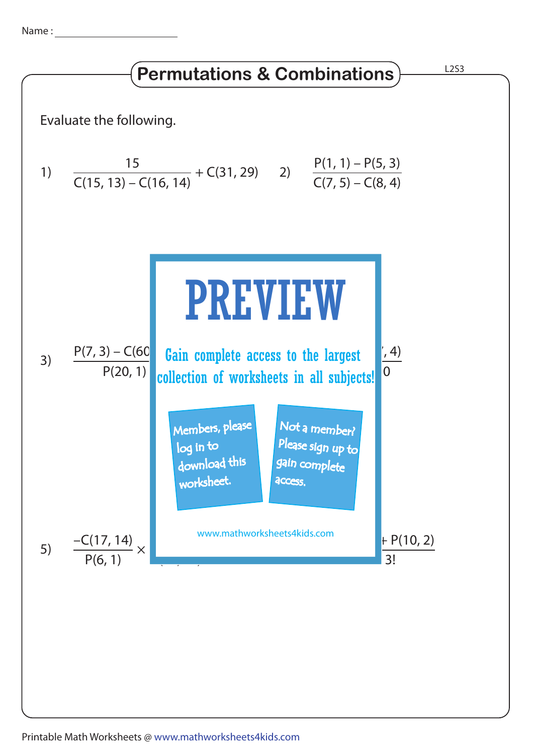# Permutations & Combinations

Evaluate the following.

1) $\dfrac{15}{C(15, 13) - C(16, 14)} + C(31, 29)$

2) $\dfrac{P(1, 1) - P(5, 3)}{C(7, 5) - C(8, 4)}$

3) $\dfrac{P(7, 3) - C(60}{P(20, 1)}$ ... $, 4)$ ... $0$

PREVIEW

Gain complete access to the largest collection of worksheets in all subjects!

Members, please log in to download this worksheet.

Not a member? Please sign up to gain complete access.

www.mathworksheets4kids.com

5) $\dfrac{-C(17, 14)}{P(6, 1)} \times$ ... $+ P(10, 2)$ ... $3!$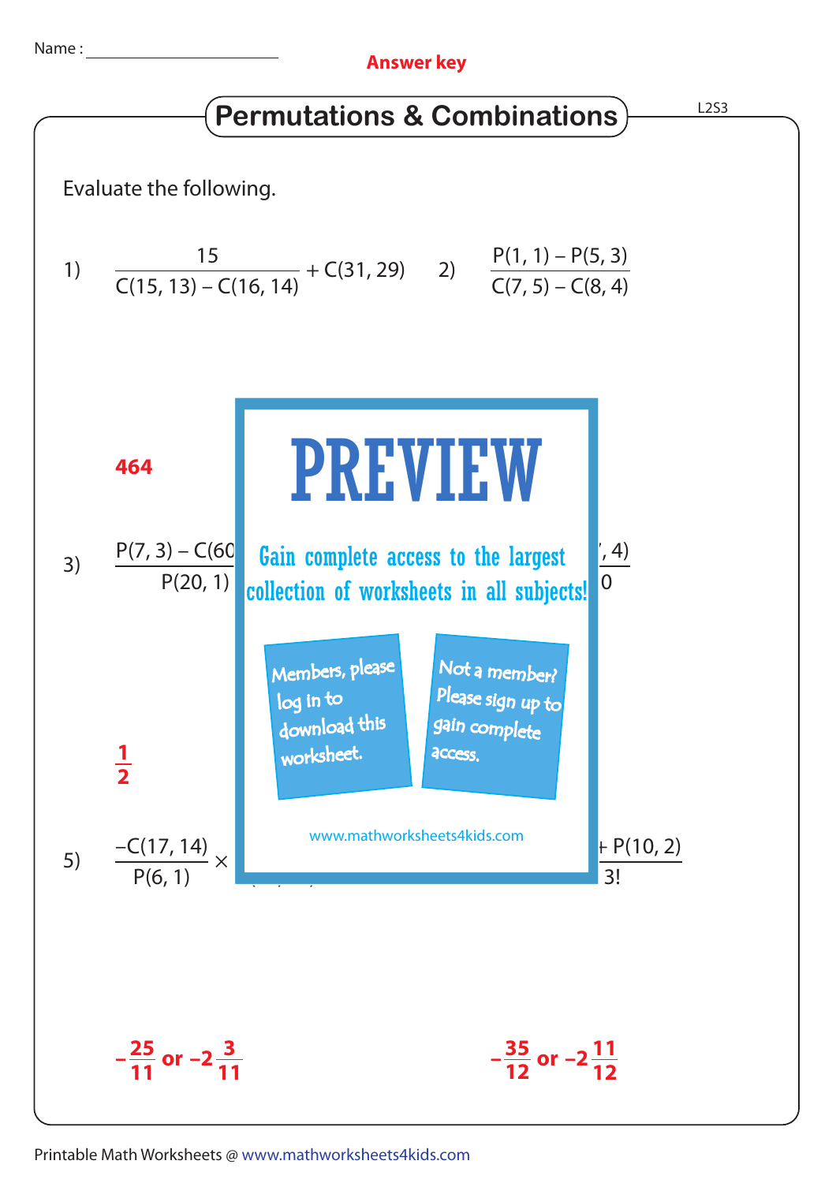Name : ____________________

**Answer key**

# Permutations & Combinations

L2S3

Evaluate the following.

1) $\dfrac{15}{C(15, 13) - C(16, 14)} + C(31, 29)$

2) $\dfrac{P(1, 1) - P(5, 3)}{C(7, 5) - C(8, 4)}$

**464**

3) $\dfrac{P(7, 3) - C(60}{P(20, 1)}$

, 4)

0

PREVIEW

Gain complete access to the largest collection of worksheets in all subjects!

Members, please log in to download this worksheet.

Not a member? Please sign up to gain complete access.

www.mathworksheets4kids.com

**$\frac{1}{2}$**

5) $\dfrac{-C(17, 14)}{P(6, 1)} \times$

$+ P(10, 2)$

3!

**$-\frac{25}{11}$ or $-2\frac{3}{11}$**

**$-\frac{35}{12}$ or $-2\frac{11}{12}$**